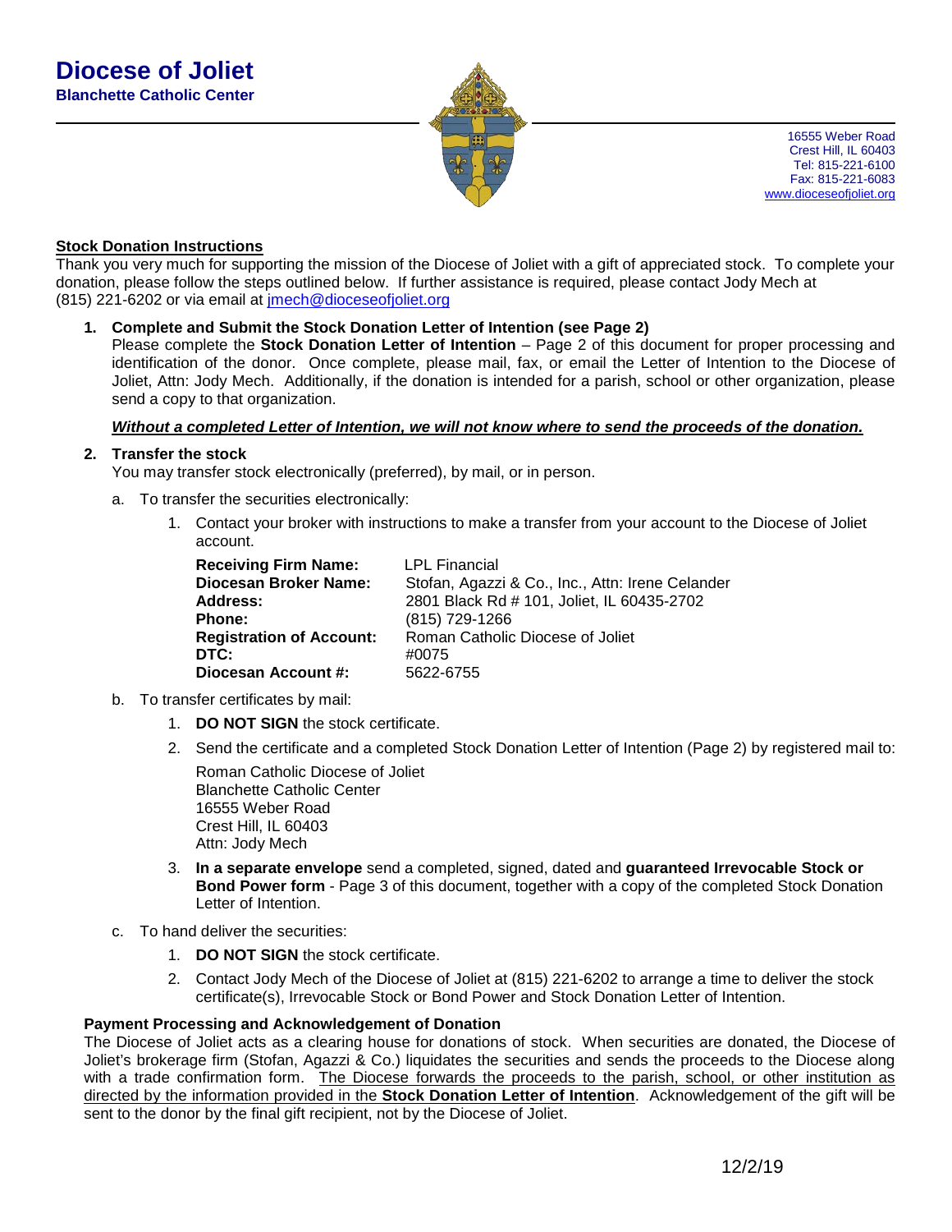# Diocese of Joliet

**Blanchette Catholic Center**

16555 Weber Road
Crest Hill, IL 60403
Tel: 815-221-6100
Fax: 815-221-6083
www.dioceseofjoliet.org

## Stock Donation Instructions

Thank you very much for supporting the mission of the Diocese of Joliet with a gift of appreciated stock. To complete your donation, please follow the steps outlined below. If further assistance is required, please contact Jody Mech at (815) 221-6202 or via email at jmech@dioceseofjoliet.org

1. **Complete and Submit the Stock Donation Letter of Intention (see Page 2)**
   Please complete the **Stock Donation Letter of Intention** – Page 2 of this document for proper processing and identification of the donor. Once complete, please mail, fax, or email the Letter of Intention to the Diocese of Joliet, Attn: Jody Mech. Additionally, if the donation is intended for a parish, school or other organization, please send a copy to that organization.

   ***Without a completed Letter of Intention, we will not know where to send the proceeds of the donation.***

2. **Transfer the stock**
   You may transfer stock electronically (preferred), by mail, or in person.

   a. To transfer the securities electronically:

      1. Contact your broker with instructions to make a transfer from your account to the Diocese of Joliet account.

| | |
|---|---|
| **Receiving Firm Name:** | LPL Financial |
| **Diocesan Broker Name:** | Stofan, Agazzi & Co., Inc., Attn: Irene Celander |
| **Address:** | 2801 Black Rd # 101, Joliet, IL 60435-2702 |
| **Phone:** | (815) 729-1266 |
| **Registration of Account:** | Roman Catholic Diocese of Joliet |
| **DTC:** | #0075 |
| **Diocesan Account #:** | 5622-6755 |

   b. To transfer certificates by mail:

      1. **DO NOT SIGN** the stock certificate.
      2. Send the certificate and a completed Stock Donation Letter of Intention (Page 2) by registered mail to:

         Roman Catholic Diocese of Joliet
         Blanchette Catholic Center
         16555 Weber Road
         Crest Hill, IL 60403
         Attn: Jody Mech

      3. **In a separate envelope** send a completed, signed, dated and **guaranteed Irrevocable Stock or Bond Power form** - Page 3 of this document, together with a copy of the completed Stock Donation Letter of Intention.

   c. To hand deliver the securities:

      1. **DO NOT SIGN** the stock certificate.
      2. Contact Jody Mech of the Diocese of Joliet at (815) 221-6202 to arrange a time to deliver the stock certificate(s), Irrevocable Stock or Bond Power and Stock Donation Letter of Intention.

**Payment Processing and Acknowledgement of Donation**

The Diocese of Joliet acts as a clearing house for donations of stock. When securities are donated, the Diocese of Joliet's brokerage firm (Stofan, Agazzi & Co.) liquidates the securities and sends the proceeds to the Diocese along with a trade confirmation form. The Diocese forwards the proceeds to the parish, school, or other institution as directed by the information provided in the **Stock Donation Letter of Intention**. Acknowledgement of the gift will be sent to the donor by the final gift recipient, not by the Diocese of Joliet.

12/2/19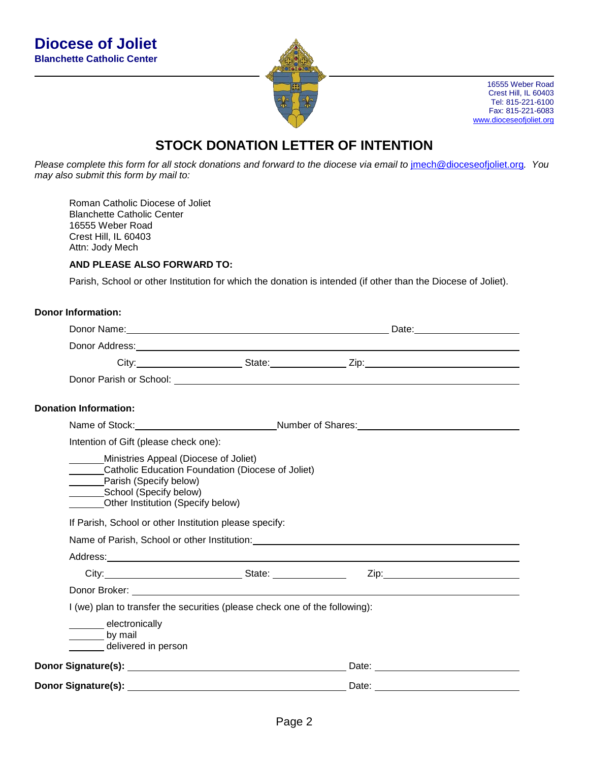# Diocese of Joliet

**Blanchette Catholic Center**

16555 Weber Road
Crest Hill, IL 60403
Tel: 815-221-6100
Fax: 815-221-6083
www.dioceseofjoliet.org

## STOCK DONATION LETTER OF INTENTION

*Please complete this form for all stock donations and forward to the diocese via email to jmech@dioceseofjoliet.org. You may also submit this form by mail to:*

Roman Catholic Diocese of Joliet
Blanchette Catholic Center
16555 Weber Road
Crest Hill, IL 60403
Attn: Jody Mech

**AND PLEASE ALSO FORWARD TO:**

Parish, School or other Institution for which the donation is intended (if other than the Diocese of Joliet).

**Donor Information:**

Donor Name: ______________________________ Date: ______________

Donor Address: ______________________________

City: ______________ State: __________ Zip: ______________

Donor Parish or School: ______________________________

**Donation Information:**

Name of Stock: ______________ Number of Shares: ______________

Intention of Gift (please check one):

______ Ministries Appeal (Diocese of Joliet)
______ Catholic Education Foundation (Diocese of Joliet)
______ Parish (Specify below)
______ School (Specify below)
______ Other Institution (Specify below)

If Parish, School or other Institution please specify:

Name of Parish, School or other Institution: ______________________________

Address: ______________________________

City: ______________ State: __________ Zip: ______________

Donor Broker: ______________________________

I (we) plan to transfer the securities (please check one of the following):

______ electronically
______ by mail
______ delivered in person

**Donor Signature(s):** ______________________________ Date: ______________

**Donor Signature(s):** ______________________________ Date: ______________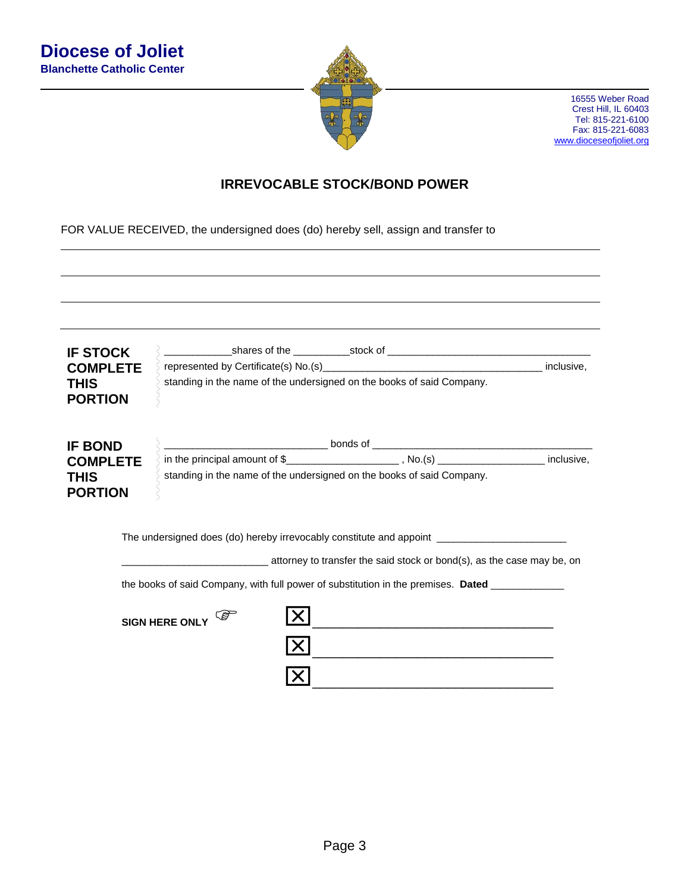**Diocese of Joliet**
**Blanchette Catholic Center**

16555 Weber Road
Crest Hill, IL 60403
Tel: 815-221-6100
Fax: 815-221-6083
www.dioceseofjoliet.org

## IRREVOCABLE STOCK/BOND POWER

FOR VALUE RECEIVED, the undersigned does (do) hereby sell, assign and transfer to

______________________________________________________________________

______________________________________________________________________

______________________________________________________________________

______________________________________________________________________

**IF STOCK COMPLETE THIS PORTION**

___________shares of the _________stock of ___________________________________
represented by Certificate(s) No.(s)______________________________________ inclusive,
standing in the name of the undersigned on the books of said Company.

**IF BOND COMPLETE THIS PORTION**

___________________________ bonds of ______________________________________
in the principal amount of $___________________ , No.(s) __________________ inclusive,
standing in the name of the undersigned on the books of said Company.

The undersigned does (do) hereby irrevocably constitute and appoint ______________________

_________________________ attorney to transfer the said stock or bond(s), as the case may be, on

the books of said Company, with full power of substitution in the premises. **Dated** ____________

**SIGN HERE ONLY** ☞

☒ ________________________________________

☒ ________________________________________

☒ ________________________________________